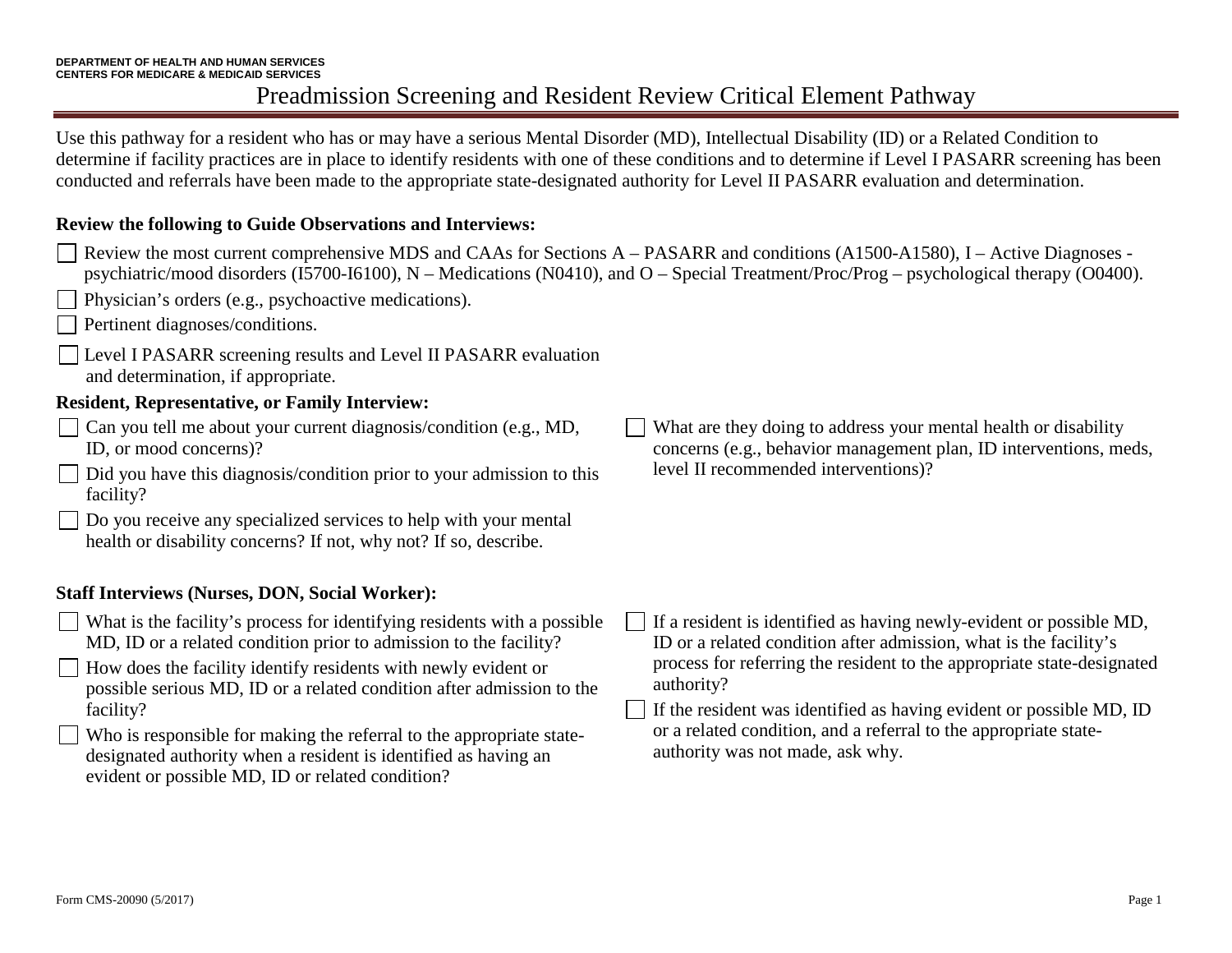DEPARTMENT OF HEALTH AND HUMAN SERVICES
CENTERS FOR MEDICARE & MEDICAID SERVICES

# Preadmission Screening and Resident Review Critical Element Pathway

Use this pathway for a resident who has or may have a serious Mental Disorder (MD), Intellectual Disability (ID) or a Related Condition to determine if facility practices are in place to identify residents with one of these conditions and to determine if Level I PASARR screening has been conducted and referrals have been made to the appropriate state-designated authority for Level II PASARR evaluation and determination.

**Review the following to Guide Observations and Interviews:**

- [ ] Review the most current comprehensive MDS and CAAs for Sections A – PASARR and conditions (A1500-A1580), I – Active Diagnoses - psychiatric/mood disorders (I5700-I6100), N – Medications (N0410), and O – Special Treatment/Proc/Prog – psychological therapy (O0400).
- [ ] Physician's orders (e.g., psychoactive medications).
- [ ] Pertinent diagnoses/conditions.
- [ ] Level I PASARR screening results and Level II PASARR evaluation and determination, if appropriate.

**Resident, Representative, or Family Interview:**

- [ ] Can you tell me about your current diagnosis/condition (e.g., MD, ID, or mood concerns)?
- [ ] Did you have this diagnosis/condition prior to your admission to this facility?
- [ ] Do you receive any specialized services to help with your mental health or disability concerns? If not, why not? If so, describe.
- [ ] What are they doing to address your mental health or disability concerns (e.g., behavior management plan, ID interventions, meds, level II recommended interventions)?

**Staff Interviews (Nurses, DON, Social Worker):**

- [ ] What is the facility's process for identifying residents with a possible MD, ID or a related condition prior to admission to the facility?
- [ ] How does the facility identify residents with newly evident or possible serious MD, ID or a related condition after admission to the facility?
- [ ] Who is responsible for making the referral to the appropriate state-designated authority when a resident is identified as having an evident or possible MD, ID or related condition?
- [ ] If a resident is identified as having newly-evident or possible MD, ID or a related condition after admission, what is the facility's process for referring the resident to the appropriate state-designated authority?
- [ ] If the resident was identified as having evident or possible MD, ID or a related condition, and a referral to the appropriate state-authority was not made, ask why.

Form CMS-20090 (5/2017)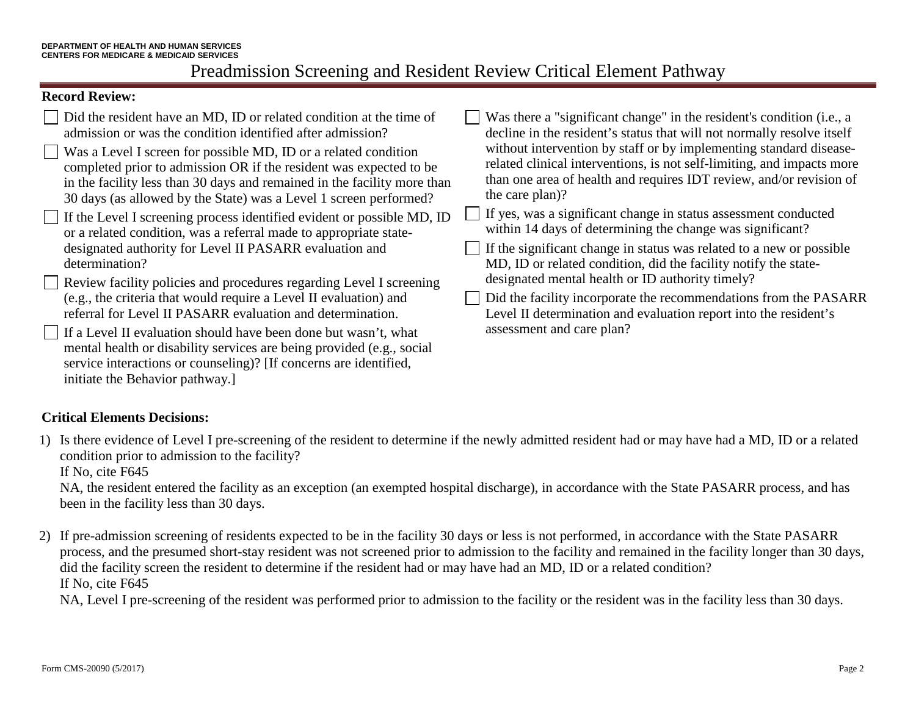# Preadmission Screening and Resident Review Critical Element Pathway

**Record Review:**

- ☐ Did the resident have an MD, ID or related condition at the time of admission or was the condition identified after admission?
- ☐ Was a Level I screen for possible MD, ID or a related condition completed prior to admission OR if the resident was expected to be in the facility less than 30 days and remained in the facility more than 30 days (as allowed by the State) was a Level 1 screen performed?
- ☐ If the Level I screening process identified evident or possible MD, ID or a related condition, was a referral made to appropriate state-designated authority for Level II PASARR evaluation and determination?
- ☐ Review facility policies and procedures regarding Level I screening (e.g., the criteria that would require a Level II evaluation) and referral for Level II PASARR evaluation and determination.
- ☐ If a Level II evaluation should have been done but wasn't, what mental health or disability services are being provided (e.g., social service interactions or counseling)? [If concerns are identified, initiate the Behavior pathway.]
- ☐ Was there a "significant change" in the resident's condition (i.e., a decline in the resident's status that will not normally resolve itself without intervention by staff or by implementing standard disease-related clinical interventions, is not self-limiting, and impacts more than one area of health and requires IDT review, and/or revision of the care plan)?
- ☐ If yes, was a significant change in status assessment conducted within 14 days of determining the change was significant?
- ☐ If the significant change in status was related to a new or possible MD, ID or related condition, did the facility notify the state-designated mental health or ID authority timely?
- ☐ Did the facility incorporate the recommendations from the PASARR Level II determination and evaluation report into the resident's assessment and care plan?

**Critical Elements Decisions:**

1) Is there evidence of Level I pre-screening of the resident to determine if the newly admitted resident had or may have had a MD, ID or a related condition prior to admission to the facility?  
   If No, cite F645  
   NA, the resident entered the facility as an exception (an exempted hospital discharge), in accordance with the State PASARR process, and has been in the facility less than 30 days.

2) If pre-admission screening of residents expected to be in the facility 30 days or less is not performed, in accordance with the State PASARR process, and the presumed short-stay resident was not screened prior to admission to the facility and remained in the facility longer than 30 days, did the facility screen the resident to determine if the resident had or may have had an MD, ID or a related condition?  
   If No, cite F645  
   NA, Level I pre-screening of the resident was performed prior to admission to the facility or the resident was in the facility less than 30 days.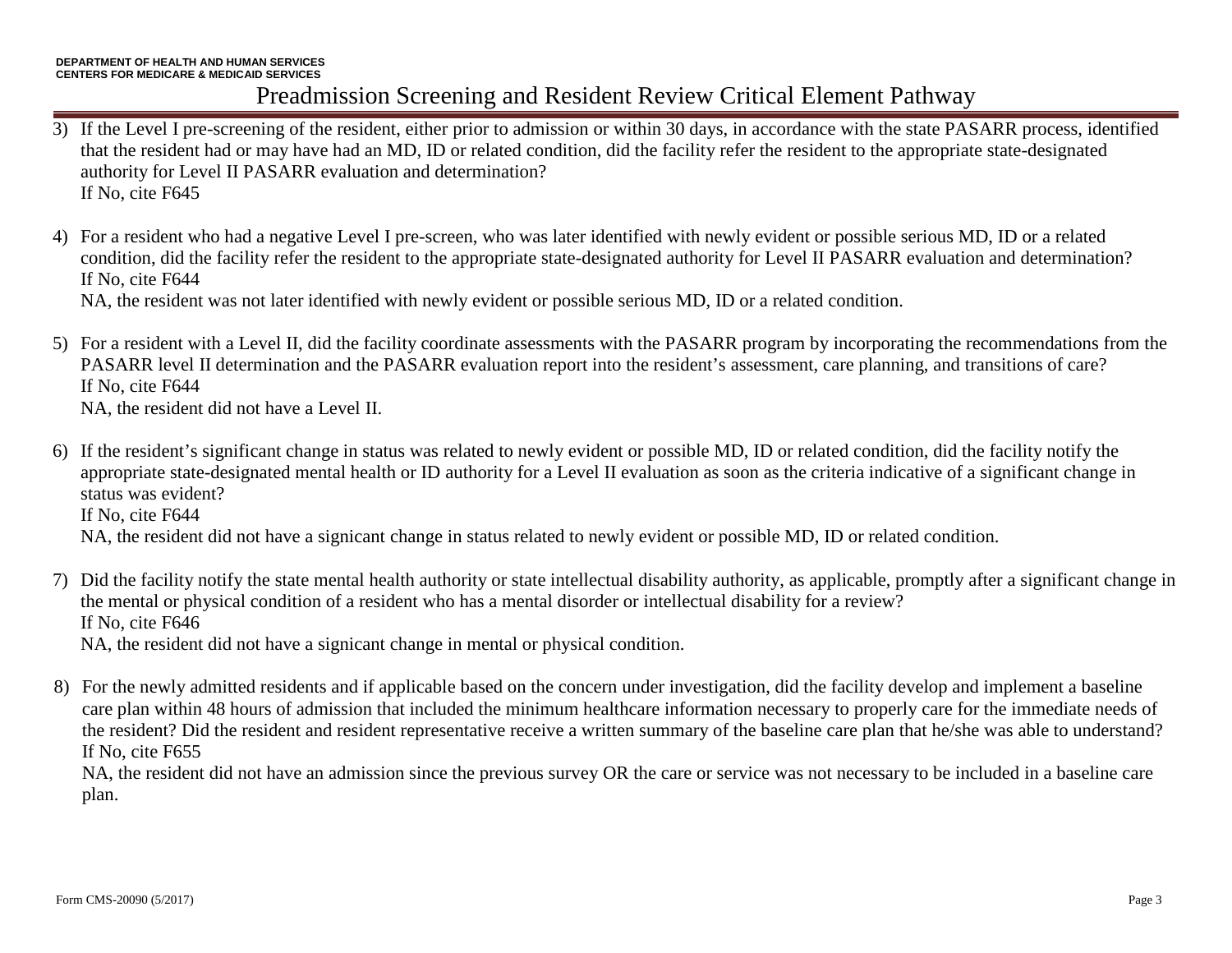3) If the Level I pre-screening of the resident, either prior to admission or within 30 days, in accordance with the state PASARR process, identified that the resident had or may have had an MD, ID or related condition, did the facility refer the resident to the appropriate state-designated authority for Level II PASARR evaluation and determination?
   If No, cite F645

4) For a resident who had a negative Level I pre-screen, who was later identified with newly evident or possible serious MD, ID or a related condition, did the facility refer the resident to the appropriate state-designated authority for Level II PASARR evaluation and determination?
   If No, cite F644
   NA, the resident was not later identified with newly evident or possible serious MD, ID or a related condition.

5) For a resident with a Level II, did the facility coordinate assessments with the PASARR program by incorporating the recommendations from the PASARR level II determination and the PASARR evaluation report into the resident's assessment, care planning, and transitions of care?
   If No, cite F644
   NA, the resident did not have a Level II.

6) If the resident's significant change in status was related to newly evident or possible MD, ID or related condition, did the facility notify the appropriate state-designated mental health or ID authority for a Level II evaluation as soon as the criteria indicative of a significant change in status was evident?
   If No, cite F644
   NA, the resident did not have a signicant change in status related to newly evident or possible MD, ID or related condition.

7) Did the facility notify the state mental health authority or state intellectual disability authority, as applicable, promptly after a significant change in the mental or physical condition of a resident who has a mental disorder or intellectual disability for a review?
   If No, cite F646
   NA, the resident did not have a signicant change in mental or physical condition.

8) For the newly admitted residents and if applicable based on the concern under investigation, did the facility develop and implement a baseline care plan within 48 hours of admission that included the minimum healthcare information necessary to properly care for the immediate needs of the resident? Did the resident and resident representative receive a written summary of the baseline care plan that he/she was able to understand?
   If No, cite F655
   NA, the resident did not have an admission since the previous survey OR the care or service was not necessary to be included in a baseline care plan.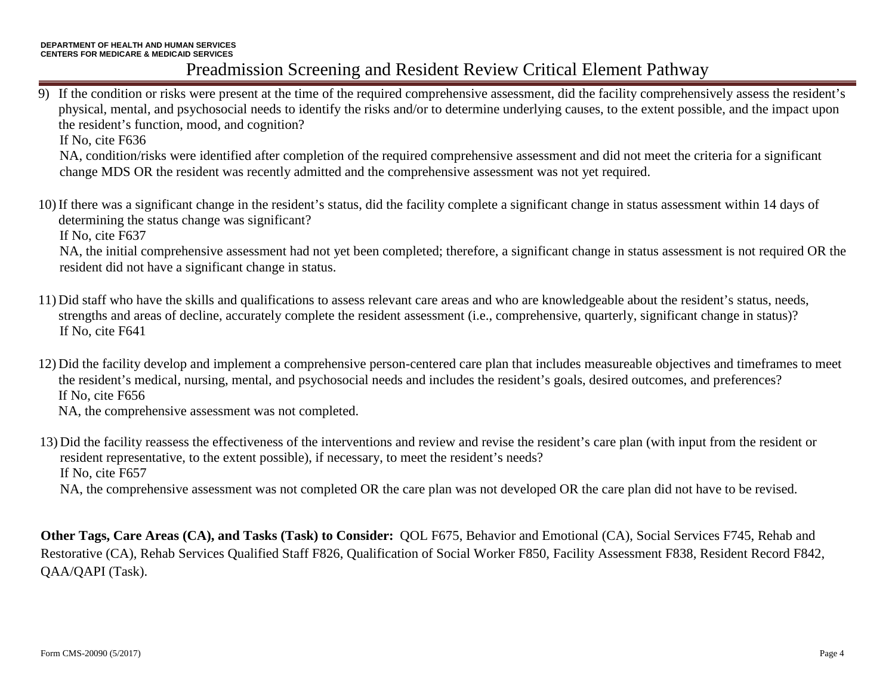9) If the condition or risks were present at the time of the required comprehensive assessment, did the facility comprehensively assess the resident's physical, mental, and psychosocial needs to identify the risks and/or to determine underlying causes, to the extent possible, and the impact upon the resident's function, mood, and cognition?
   If No, cite F636
   NA, condition/risks were identified after completion of the required comprehensive assessment and did not meet the criteria for a significant change MDS OR the resident was recently admitted and the comprehensive assessment was not yet required.

10) If there was a significant change in the resident's status, did the facility complete a significant change in status assessment within 14 days of determining the status change was significant?
    If No, cite F637
    NA, the initial comprehensive assessment had not yet been completed; therefore, a significant change in status assessment is not required OR the resident did not have a significant change in status.

11) Did staff who have the skills and qualifications to assess relevant care areas and who are knowledgeable about the resident's status, needs, strengths and areas of decline, accurately complete the resident assessment (i.e., comprehensive, quarterly, significant change in status)?
    If No, cite F641

12) Did the facility develop and implement a comprehensive person-centered care plan that includes measureable objectives and timeframes to meet the resident's medical, nursing, mental, and psychosocial needs and includes the resident's goals, desired outcomes, and preferences?
    If No, cite F656
    NA, the comprehensive assessment was not completed.

13) Did the facility reassess the effectiveness of the interventions and review and revise the resident's care plan (with input from the resident or resident representative, to the extent possible), if necessary, to meet the resident's needs?
    If No, cite F657
    NA, the comprehensive assessment was not completed OR the care plan was not developed OR the care plan did not have to be revised.

**Other Tags, Care Areas (CA), and Tasks (Task) to Consider:** QOL F675, Behavior and Emotional (CA), Social Services F745, Rehab and Restorative (CA), Rehab Services Qualified Staff F826, Qualification of Social Worker F850, Facility Assessment F838, Resident Record F842, QAA/QAPI (Task).